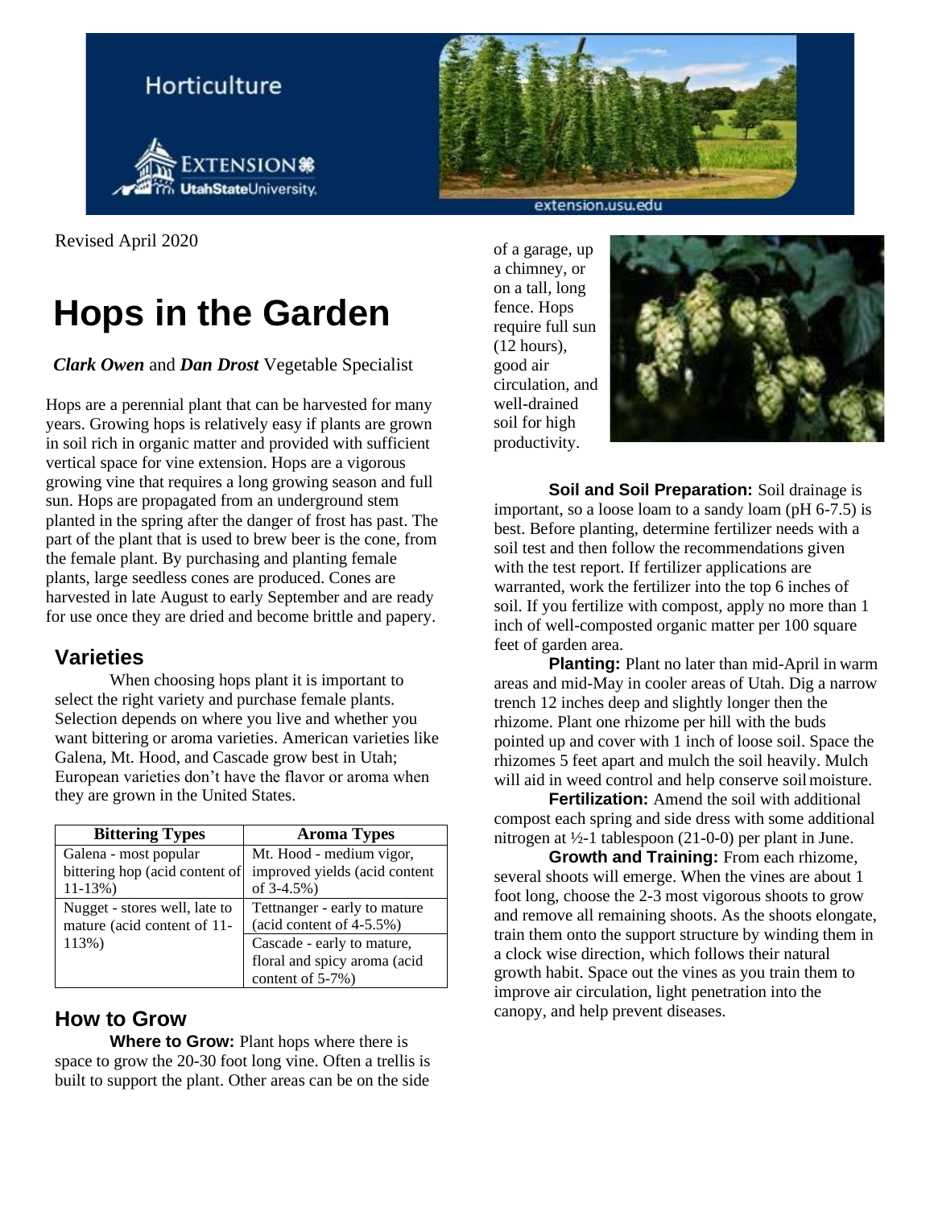Horticulture

Revised April 2020

# Hops in the Garden

***Clark Owen*** and ***Dan Drost*** Vegetable Specialist

Hops are a perennial plant that can be harvested for many years. Growing hops is relatively easy if plants are grown in soil rich in organic matter and provided with sufficient vertical space for vine extension. Hops are a vigorous growing vine that requires a long growing season and full sun. Hops are propagated from an underground stem planted in the spring after the danger of frost has past. The part of the plant that is used to brew beer is the cone, from the female plant. By purchasing and planting female plants, large seedless cones are produced. Cones are harvested in late August to early September and are ready for use once they are dried and become brittle and papery.

## Varieties

When choosing hops plant it is important to select the right variety and purchase female plants. Selection depends on where you live and whether you want bittering or aroma varieties. American varieties like Galena, Mt. Hood, and Cascade grow best in Utah; European varieties don't have the flavor or aroma when they are grown in the United States.

| Bittering Types | Aroma Types |
|---|---|
| Galena - most popular bittering hop (acid content of 11-13%) | Mt. Hood - medium vigor, improved yields (acid content of 3-4.5%) |
| Nugget - stores well, late to mature (acid content of 11-113%) | Tettnanger - early to mature (acid content of 4-5.5%) |
| | Cascade - early to mature, floral and spicy aroma (acid content of 5-7%) |

## How to Grow

**Where to Grow:** Plant hops where there is space to grow the 20-30 foot long vine. Often a trellis is built to support the plant. Other areas can be on the side of a garage, up a chimney, or on a tall, long fence. Hops require full sun (12 hours), good air circulation, and well-drained soil for high productivity.

**Soil and Soil Preparation:** Soil drainage is important, so a loose loam to a sandy loam (pH 6-7.5) is best. Before planting, determine fertilizer needs with a soil test and then follow the recommendations given with the test report. If fertilizer applications are warranted, work the fertilizer into the top 6 inches of soil. If you fertilize with compost, apply no more than 1 inch of well-composted organic matter per 100 square feet of garden area.

**Planting:** Plant no later than mid-April in warm areas and mid-May in cooler areas of Utah. Dig a narrow trench 12 inches deep and slightly longer then the rhizome. Plant one rhizome per hill with the buds pointed up and cover with 1 inch of loose soil. Space the rhizomes 5 feet apart and mulch the soil heavily. Mulch will aid in weed control and help conserve soil moisture.

**Fertilization:** Amend the soil with additional compost each spring and side dress with some additional nitrogen at ½-1 tablespoon (21-0-0) per plant in June.

**Growth and Training:** From each rhizome, several shoots will emerge. When the vines are about 1 foot long, choose the 2-3 most vigorous shoots to grow and remove all remaining shoots. As the shoots elongate, train them onto the support structure by winding them in a clock wise direction, which follows their natural growth habit. Space out the vines as you train them to improve air circulation, light penetration into the canopy, and help prevent diseases.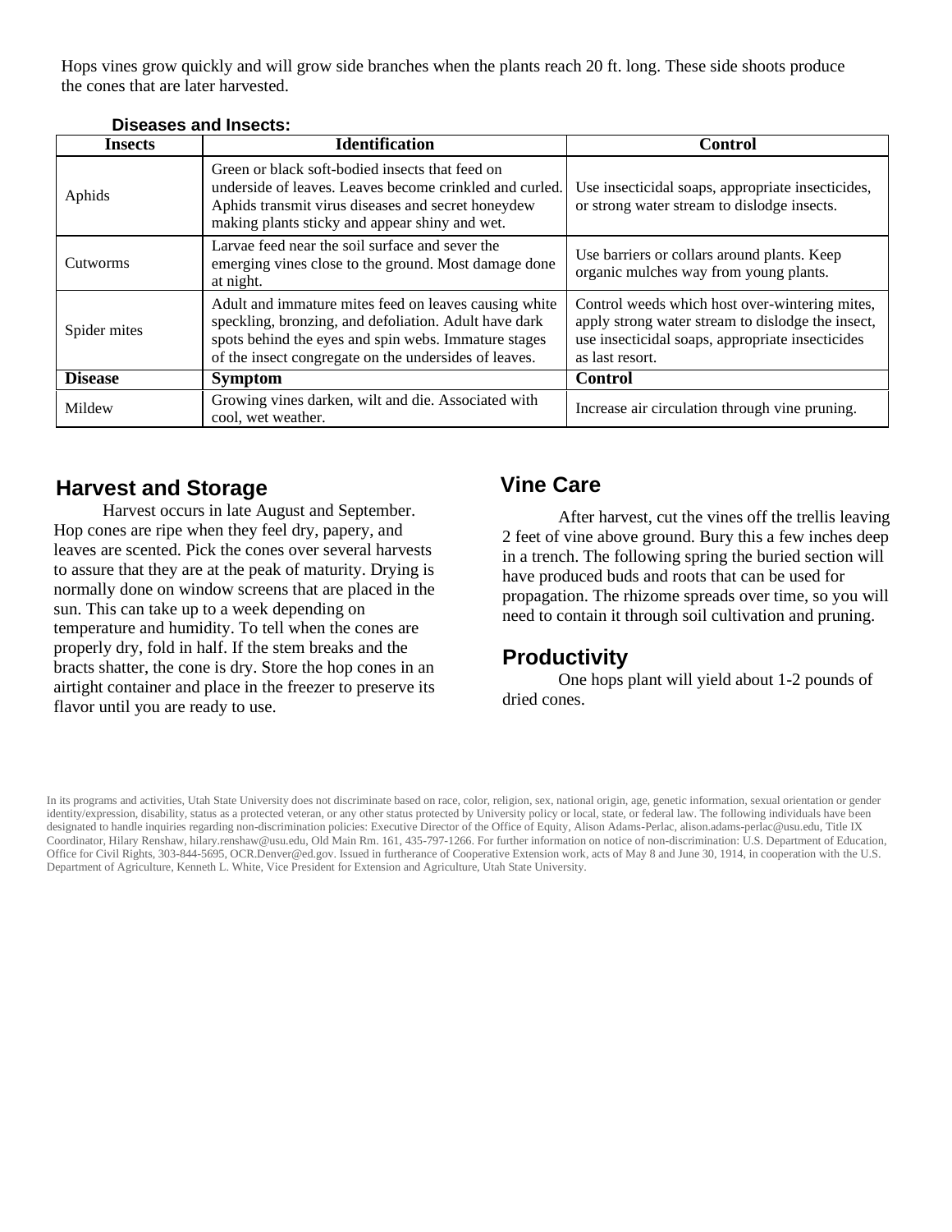Hops vines grow quickly and will grow side branches when the plants reach 20 ft. long. These side shoots produce the cones that are later harvested.

**Diseases and Insects:**

| Insects | Identification | Control |
|---|---|---|
| Aphids | Green or black soft-bodied insects that feed on underside of leaves. Leaves become crinkled and curled. Aphids transmit virus diseases and secret honeydew making plants sticky and appear shiny and wet. | Use insecticidal soaps, appropriate insecticides, or strong water stream to dislodge insects. |
| Cutworms | Larvae feed near the soil surface and sever the emerging vines close to the ground. Most damage done at night. | Use barriers or collars around plants. Keep organic mulches way from young plants. |
| Spider mites | Adult and immature mites feed on leaves causing white speckling, bronzing, and defoliation. Adult have dark spots behind the eyes and spin webs. Immature stages of the insect congregate on the undersides of leaves. | Control weeds which host over-wintering mites, apply strong water stream to dislodge the insect, use insecticidal soaps, appropriate insecticides as last resort. |
| **Disease** | **Symptom** | **Control** |
| Mildew | Growing vines darken, wilt and die. Associated with cool, wet weather. | Increase air circulation through vine pruning. |

## Harvest and Storage

Harvest occurs in late August and September. Hop cones are ripe when they feel dry, papery, and leaves are scented. Pick the cones over several harvests to assure that they are at the peak of maturity. Drying is normally done on window screens that are placed in the sun. This can take up to a week depending on temperature and humidity. To tell when the cones are properly dry, fold in half. If the stem breaks and the bracts shatter, the cone is dry. Store the hop cones in an airtight container and place in the freezer to preserve its flavor until you are ready to use.

## Vine Care

After harvest, cut the vines off the trellis leaving 2 feet of vine above ground. Bury this a few inches deep in a trench. The following spring the buried section will have produced buds and roots that can be used for propagation. The rhizome spreads over time, so you will need to contain it through soil cultivation and pruning.

## Productivity

One hops plant will yield about 1-2 pounds of dried cones.

In its programs and activities, Utah State University does not discriminate based on race, color, religion, sex, national origin, age, genetic information, sexual orientation or gender identity/expression, disability, status as a protected veteran, or any other status protected by University policy or local, state, or federal law. The following individuals have been designated to handle inquiries regarding non-discrimination policies: Executive Director of the Office of Equity, Alison Adams-Perlac, alison.adams-perlac@usu.edu, Title IX Coordinator, Hilary Renshaw, hilary.renshaw@usu.edu, Old Main Rm. 161, 435-797-1266. For further information on notice of non-discrimination: U.S. Department of Education, Office for Civil Rights, 303-844-5695, OCR.Denver@ed.gov. Issued in furtherance of Cooperative Extension work, acts of May 8 and June 30, 1914, in cooperation with the U.S. Department of Agriculture, Kenneth L. White, Vice President for Extension and Agriculture, Utah State University.